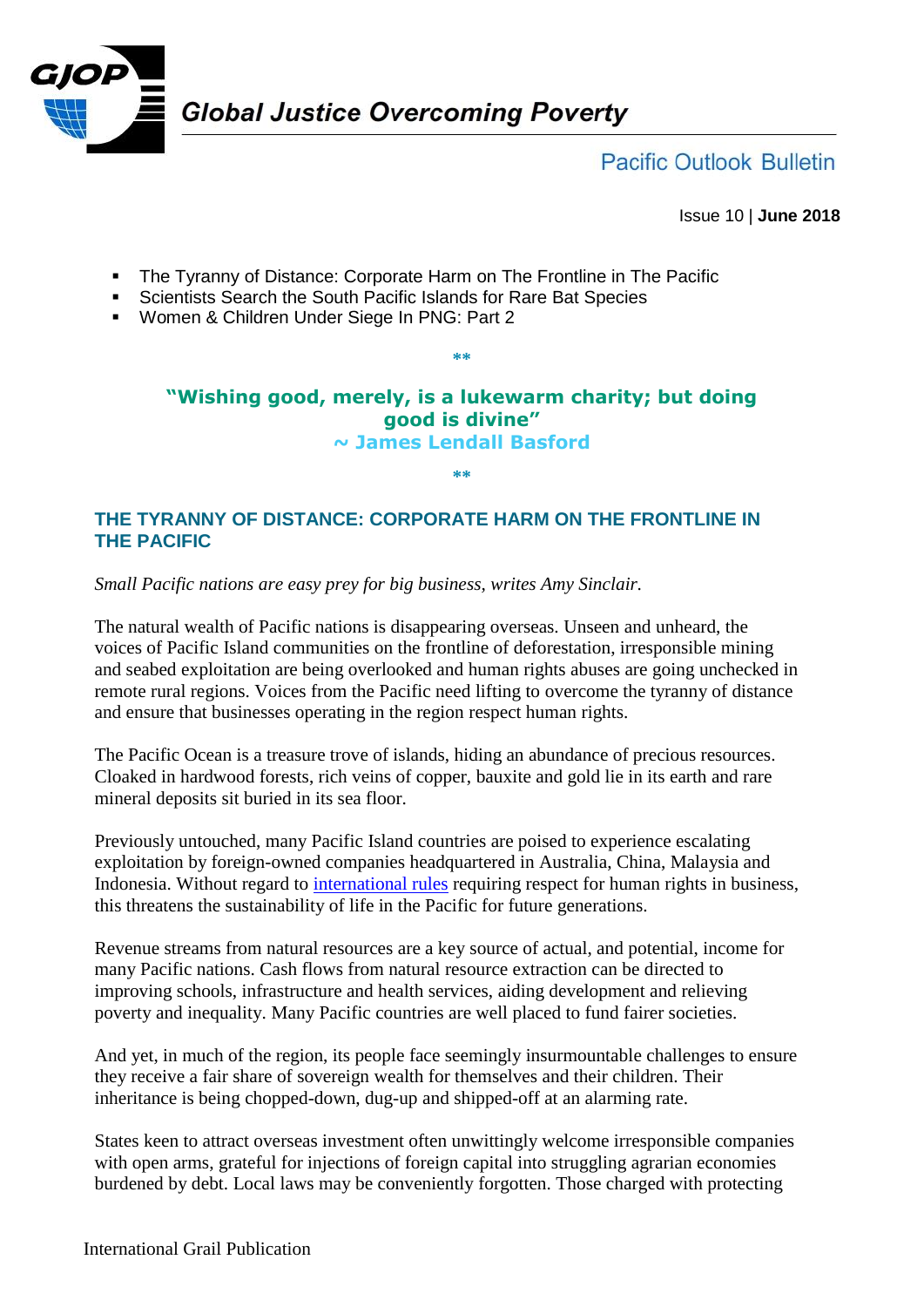# Global Justice Overcoming Poverty

## Pacific Outlook Bulletin

Issue 10 | **June 2018**

- The Tyranny of Distance: Corporate Harm on The Frontline in The Pacific
- Scientists Search the South Pacific Islands for Rare Bat Species
- Women & Children Under Siege In PNG: Part 2

**

**"Wishing good, merely, is a lukewarm charity; but doing good is divine"**
**~ James Lendall Basford**

**

## THE TYRANNY OF DISTANCE: CORPORATE HARM ON THE FRONTLINE IN THE PACIFIC

*Small Pacific nations are easy prey for big business, writes Amy Sinclair.*

The natural wealth of Pacific nations is disappearing overseas. Unseen and unheard, the voices of Pacific Island communities on the frontline of deforestation, irresponsible mining and seabed exploitation are being overlooked and human rights abuses are going unchecked in remote rural regions. Voices from the Pacific need lifting to overcome the tyranny of distance and ensure that businesses operating in the region respect human rights.

The Pacific Ocean is a treasure trove of islands, hiding an abundance of precious resources. Cloaked in hardwood forests, rich veins of copper, bauxite and gold lie in its earth and rare mineral deposits sit buried in its sea floor.

Previously untouched, many Pacific Island countries are poised to experience escalating exploitation by foreign-owned companies headquartered in Australia, China, Malaysia and Indonesia. Without regard to international rules requiring respect for human rights in business, this threatens the sustainability of life in the Pacific for future generations.

Revenue streams from natural resources are a key source of actual, and potential, income for many Pacific nations. Cash flows from natural resource extraction can be directed to improving schools, infrastructure and health services, aiding development and relieving poverty and inequality. Many Pacific countries are well placed to fund fairer societies.

And yet, in much of the region, its people face seemingly insurmountable challenges to ensure they receive a fair share of sovereign wealth for themselves and their children. Their inheritance is being chopped-down, dug-up and shipped-off at an alarming rate.

States keen to attract overseas investment often unwittingly welcome irresponsible companies with open arms, grateful for injections of foreign capital into struggling agrarian economies burdened by debt. Local laws may be conveniently forgotten. Those charged with protecting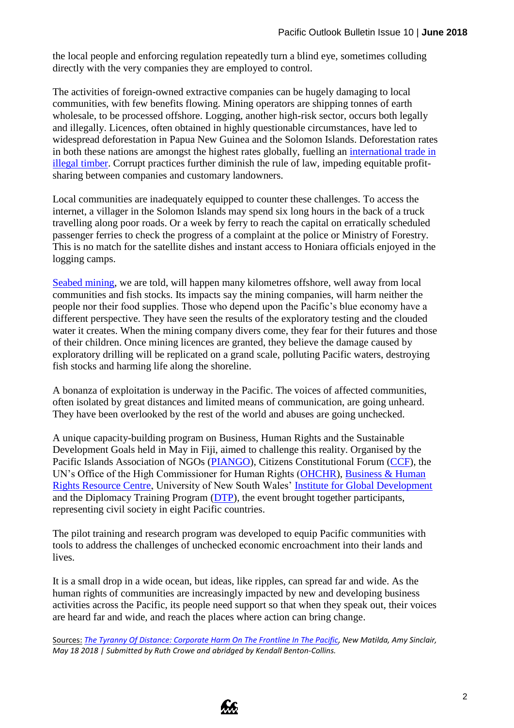the local people and enforcing regulation repeatedly turn a blind eye, sometimes colluding directly with the very companies they are employed to control.

The activities of foreign-owned extractive companies can be hugely damaging to local communities, with few benefits flowing. Mining operators are shipping tonnes of earth wholesale, to be processed offshore. Logging, another high-risk sector, occurs both legally and illegally. Licences, often obtained in highly questionable circumstances, have led to widespread deforestation in Papua New Guinea and the Solomon Islands. Deforestation rates in both these nations are amongst the highest rates globally, fuelling an international trade in illegal timber. Corrupt practices further diminish the rule of law, impeding equitable profit-sharing between companies and customary landowners.

Local communities are inadequately equipped to counter these challenges. To access the internet, a villager in the Solomon Islands may spend six long hours in the back of a truck travelling along poor roads. Or a week by ferry to reach the capital on erratically scheduled passenger ferries to check the progress of a complaint at the police or Ministry of Forestry. This is no match for the satellite dishes and instant access to Honiara officials enjoyed in the logging camps.

Seabed mining, we are told, will happen many kilometres offshore, well away from local communities and fish stocks. Its impacts say the mining companies, will harm neither the people nor their food supplies. Those who depend upon the Pacific's blue economy have a different perspective. They have seen the results of the exploratory testing and the clouded water it creates. When the mining company divers come, they fear for their futures and those of their children. Once mining licences are granted, they believe the damage caused by exploratory drilling will be replicated on a grand scale, polluting Pacific waters, destroying fish stocks and harming life along the shoreline.

A bonanza of exploitation is underway in the Pacific. The voices of affected communities, often isolated by great distances and limited means of communication, are going unheard. They have been overlooked by the rest of the world and abuses are going unchecked.

A unique capacity-building program on Business, Human Rights and the Sustainable Development Goals held in May in Fiji, aimed to challenge this reality. Organised by the Pacific Islands Association of NGOs (PIANGO), Citizens Constitutional Forum (CCF), the UN's Office of the High Commissioner for Human Rights (OHCHR), Business & Human Rights Resource Centre, University of New South Wales' Institute for Global Development and the Diplomacy Training Program (DTP), the event brought together participants, representing civil society in eight Pacific countries.

The pilot training and research program was developed to equip Pacific communities with tools to address the challenges of unchecked economic encroachment into their lands and lives.

It is a small drop in a wide ocean, but ideas, like ripples, can spread far and wide. As the human rights of communities are increasingly impacted by new and developing business activities across the Pacific, its people need support so that when they speak out, their voices are heard far and wide, and reach the places where action can bring change.

Sources: *The Tyranny Of Distance: Corporate Harm On The Frontline In The Pacific, New Matilda, Amy Sinclair, May 18 2018 | Submitted by Ruth Crowe and abridged by Kendall Benton-Collins.*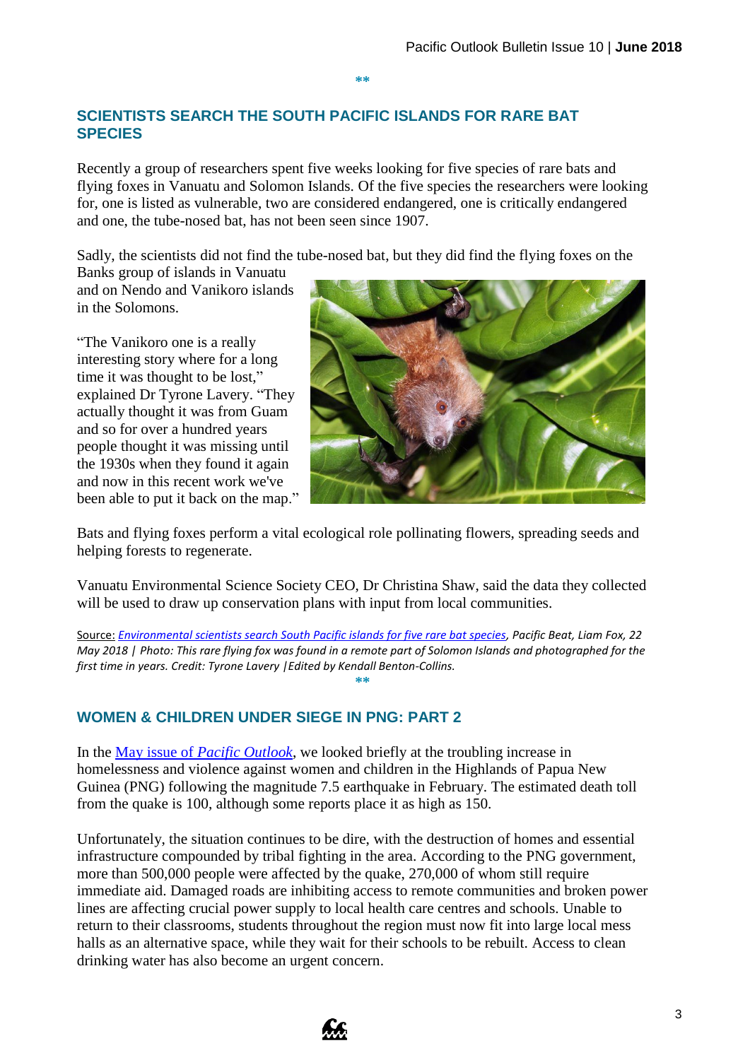**

## SCIENTISTS SEARCH THE SOUTH PACIFIC ISLANDS FOR RARE BAT SPECIES

Recently a group of researchers spent five weeks looking for five species of rare bats and flying foxes in Vanuatu and Solomon Islands. Of the five species the researchers were looking for, one is listed as vulnerable, two are considered endangered, one is critically endangered and one, the tube-nosed bat, has not been seen since 1907.

Sadly, the scientists did not find the tube-nosed bat, but they did find the flying foxes on the Banks group of islands in Vanuatu and on Nendo and Vanikoro islands in the Solomons.

"The Vanikoro one is a really interesting story where for a long time it was thought to be lost," explained Dr Tyrone Lavery. "They actually thought it was from Guam and so for over a hundred years people thought it was missing until the 1930s when they found it again and now in this recent work we've been able to put it back on the map."

Bats and flying foxes perform a vital ecological role pollinating flowers, spreading seeds and helping forests to regenerate.

Vanuatu Environmental Science Society CEO, Dr Christina Shaw, said the data they collected will be used to draw up conservation plans with input from local communities.

Source: *Environmental scientists search South Pacific islands for five rare bat species, Pacific Beat, Liam Fox, 22 May 2018 | Photo: This rare flying fox was found in a remote part of Solomon Islands and photographed for the first time in years. Credit: Tyrone Lavery |Edited by Kendall Benton-Collins.*

**

## WOMEN & CHILDREN UNDER SIEGE IN PNG: PART 2

In the May issue of *Pacific Outlook*, we looked briefly at the troubling increase in homelessness and violence against women and children in the Highlands of Papua New Guinea (PNG) following the magnitude 7.5 earthquake in February. The estimated death toll from the quake is 100, although some reports place it as high as 150.

Unfortunately, the situation continues to be dire, with the destruction of homes and essential infrastructure compounded by tribal fighting in the area. According to the PNG government, more than 500,000 people were affected by the quake, 270,000 of whom still require immediate aid. Damaged roads are inhibiting access to remote communities and broken power lines are affecting crucial power supply to local health care centres and schools. Unable to return to their classrooms, students throughout the region must now fit into large local mess halls as an alternative space, while they wait for their schools to be rebuilt. Access to clean drinking water has also become an urgent concern.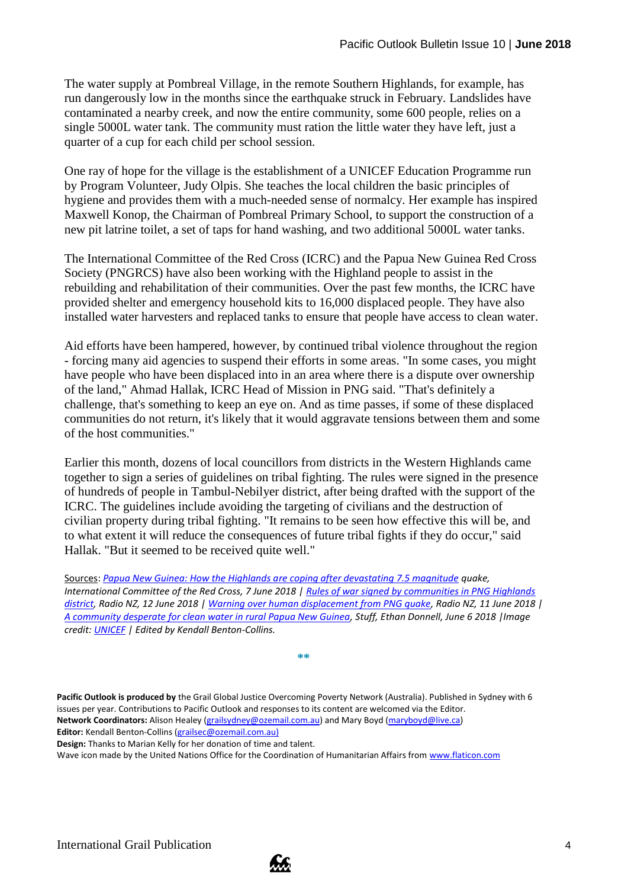The water supply at Pombreal Village, in the remote Southern Highlands, for example, has run dangerously low in the months since the earthquake struck in February. Landslides have contaminated a nearby creek, and now the entire community, some 600 people, relies on a single 5000L water tank. The community must ration the little water they have left, just a quarter of a cup for each child per school session.

One ray of hope for the village is the establishment of a UNICEF Education Programme run by Program Volunteer, Judy Olpis. She teaches the local children the basic principles of hygiene and provides them with a much-needed sense of normalcy. Her example has inspired Maxwell Konop, the Chairman of Pombreal Primary School, to support the construction of a new pit latrine toilet, a set of taps for hand washing, and two additional 5000L water tanks.

The International Committee of the Red Cross (ICRC) and the Papua New Guinea Red Cross Society (PNGRCS) have also been working with the Highland people to assist in the rebuilding and rehabilitation of their communities. Over the past few months, the ICRC have provided shelter and emergency household kits to 16,000 displaced people. They have also installed water harvesters and replaced tanks to ensure that people have access to clean water.

Aid efforts have been hampered, however, by continued tribal violence throughout the region - forcing many aid agencies to suspend their efforts in some areas. "In some cases, you might have people who have been displaced into in an area where there is a dispute over ownership of the land," Ahmad Hallak, ICRC Head of Mission in PNG said. "That's definitely a challenge, that's something to keep an eye on. And as time passes, if some of these displaced communities do not return, it's likely that it would aggravate tensions between them and some of the host communities."

Earlier this month, dozens of local councillors from districts in the Western Highlands came together to sign a series of guidelines on tribal fighting. The rules were signed in the presence of hundreds of people in Tambul-Nebilyer district, after being drafted with the support of the ICRC. The guidelines include avoiding the targeting of civilians and the destruction of civilian property during tribal fighting. "It remains to be seen how effective this will be, and to what extent it will reduce the consequences of future tribal fights if they do occur," said Hallak. "But it seemed to be received quite well."

Sources: *Papua New Guinea: How the Highlands are coping after devastating 7.5 magnitude quake, International Committee of the Red Cross, 7 June 2018 | Rules of war signed by communities in PNG Highlands district, Radio NZ, 12 June 2018 | Warning over human displacement from PNG quake, Radio NZ, 11 June 2018 | A community desperate for clean water in rural Papua New Guinea, Stuff, Ethan Donnell, June 6 2018 |Image credit: UNICEF | Edited by Kendall Benton-Collins.*

**

**Pacific Outlook is produced by** the Grail Global Justice Overcoming Poverty Network (Australia). Published in Sydney with 6 issues per year. Contributions to Pacific Outlook and responses to its content are welcomed via the Editor.
**Network Coordinators:** Alison Healey (grailsydney@ozemail.com.au) and Mary Boyd (maryboyd@live.ca)
**Editor:** Kendall Benton-Collins (grailsec@ozemail.com.au)
**Design:** Thanks to Marian Kelly for her donation of time and talent.
Wave icon made by the United Nations Office for the Coordination of Humanitarian Affairs from www.flaticon.com